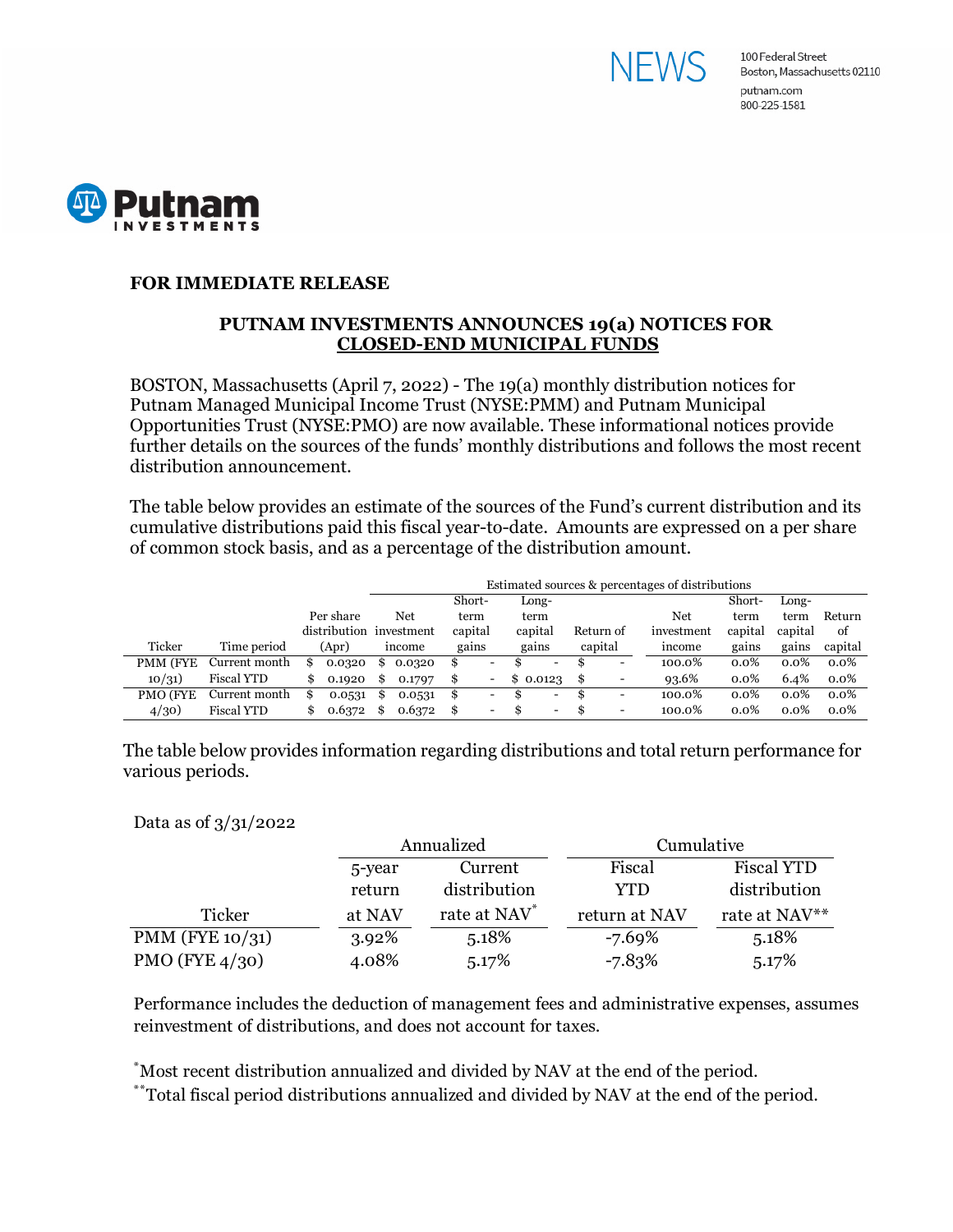NEWS

100 Federal Street
Boston, Massachusetts 02110
putnam.com
800-225-1581

Putnam INVESTMENTS

**FOR IMMEDIATE RELEASE**

## PUTNAM INVESTMENTS ANNOUNCES 19(a) NOTICES FOR CLOSED-END MUNICIPAL FUNDS

BOSTON, Massachusetts (April 7, 2022) - The 19(a) monthly distribution notices for Putnam Managed Municipal Income Trust (NYSE:PMM) and Putnam Municipal Opportunities Trust (NYSE:PMO) are now available. These informational notices provide further details on the sources of the funds' monthly distributions and follows the most recent distribution announcement.

The table below provides an estimate of the sources of the Fund's current distribution and its cumulative distributions paid this fiscal year-to-date. Amounts are expressed on a per share of common stock basis, and as a percentage of the distribution amount.

| | | | Estimated sources & percentages of distributions | | | | | | | |
|---|---|---|---|---|---|---|---|---|---|---|
| Ticker | Time period | Per share distribution (Apr) | Net investment income | Short-term capital gains | Long-term capital gains | Return of capital | Net investment income | Short-term capital gains | Long-term capital gains | Return of capital |
| PMM (FYE 10/31) | Current month | $ 0.0320 | $ 0.0320 | $ - | $ - | $ - | 100.0% | 0.0% | 0.0% | 0.0% |
| | Fiscal YTD | $ 0.1920 | $ 0.1797 | $ - | $ 0.0123 | $ - | 93.6% | 0.0% | 6.4% | 0.0% |
| PMO (FYE 4/30) | Current month | $ 0.0531 | $ 0.0531 | $ - | $ - | $ - | 100.0% | 0.0% | 0.0% | 0.0% |
| | Fiscal YTD | $ 0.6372 | $ 0.6372 | $ - | $ - | $ - | 100.0% | 0.0% | 0.0% | 0.0% |

The table below provides information regarding distributions and total return performance for various periods.

Data as of 3/31/2022

| | Annualized | | Cumulative | |
|---|---|---|---|---|
| Ticker | 5-year return at NAV | Current distribution rate at NAV* | Fiscal YTD return at NAV | Fiscal YTD distribution rate at NAV** |
| PMM (FYE 10/31) | 3.92% | 5.18% | -7.69% | 5.18% |
| PMO (FYE 4/30) | 4.08% | 5.17% | -7.83% | 5.17% |

Performance includes the deduction of management fees and administrative expenses, assumes reinvestment of distributions, and does not account for taxes.

*Most recent distribution annualized and divided by NAV at the end of the period.

**Total fiscal period distributions annualized and divided by NAV at the end of the period.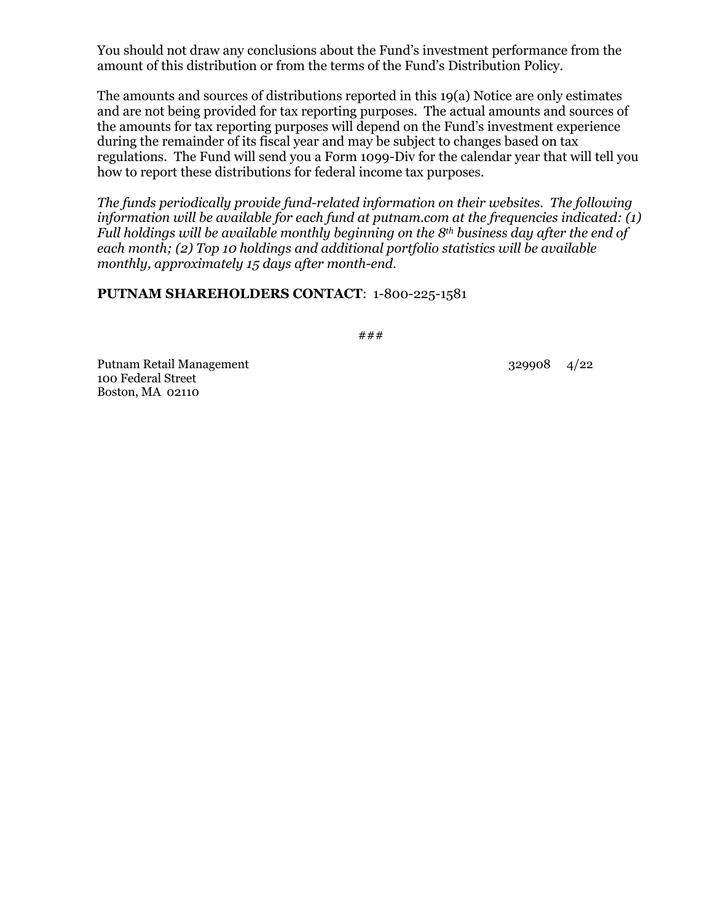You should not draw any conclusions about the Fund's investment performance from the amount of this distribution or from the terms of the Fund's Distribution Policy.

The amounts and sources of distributions reported in this 19(a) Notice are only estimates and are not being provided for tax reporting purposes. The actual amounts and sources of the amounts for tax reporting purposes will depend on the Fund's investment experience during the remainder of its fiscal year and may be subject to changes based on tax regulations. The Fund will send you a Form 1099-Div for the calendar year that will tell you how to report these distributions for federal income tax purposes.

*The funds periodically provide fund-related information on their websites. The following information will be available for each fund at putnam.com at the frequencies indicated: (1) Full holdings will be available monthly beginning on the 8th business day after the end of each month; (2) Top 10 holdings and additional portfolio statistics will be available monthly, approximately 15 days after month-end.*

**PUTNAM SHAREHOLDERS CONTACT**: 1-800-225-1581

###

Putnam Retail Management
100 Federal Street
Boston, MA 02110

329908 4/22